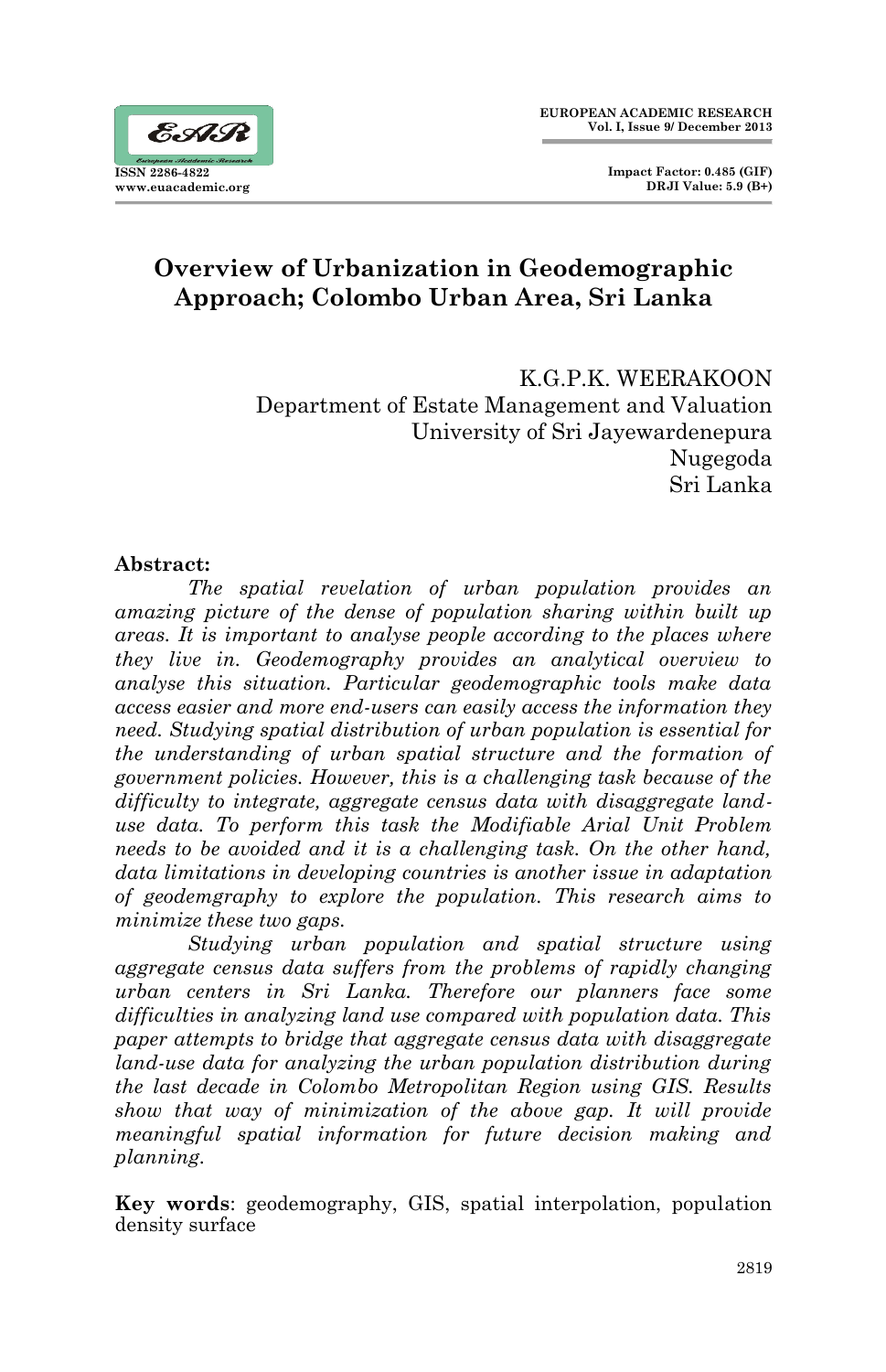# Overview of Urbanization in Geodemographic Approach; Colombo Urban Area, Sri Lanka

K.G.P.K. WEERAKOON
Department of Estate Management and Valuation
University of Sri Jayewardenepura
Nugegoda
Sri Lanka

**Abstract:**

*The spatial revelation of urban population provides an amazing picture of the dense of population sharing within built up areas. It is important to analyse people according to the places where they live in. Geodemography provides an analytical overview to analyse this situation. Particular geodemographic tools make data access easier and more end-users can easily access the information they need. Studying spatial distribution of urban population is essential for the understanding of urban spatial structure and the formation of government policies. However, this is a challenging task because of the difficulty to integrate, aggregate census data with disaggregate land-use data. To perform this task the Modifiable Arial Unit Problem needs to be avoided and it is a challenging task. On the other hand, data limitations in developing countries is another issue in adaptation of geodemgraphy to explore the population. This research aims to minimize these two gaps.*

*Studying urban population and spatial structure using aggregate census data suffers from the problems of rapidly changing urban centers in Sri Lanka. Therefore our planners face some difficulties in analyzing land use compared with population data. This paper attempts to bridge that aggregate census data with disaggregate land-use data for analyzing the urban population distribution during the last decade in Colombo Metropolitan Region using GIS. Results show that way of minimization of the above gap. It will provide meaningful spatial information for future decision making and planning.*

**Key words**: geodemography, GIS, spatial interpolation, population density surface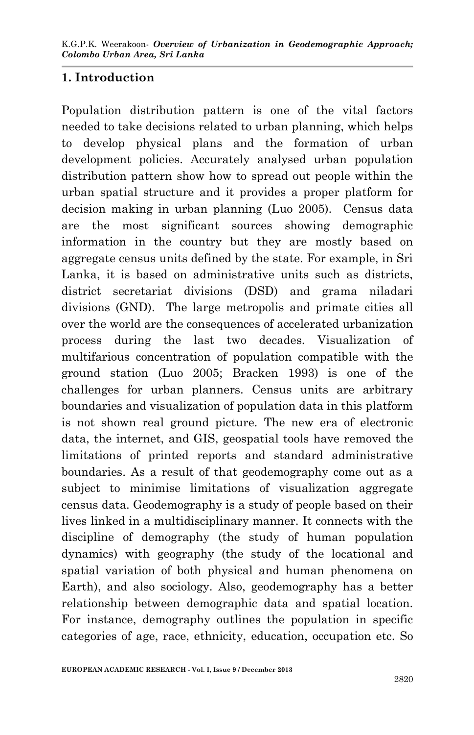## 1. Introduction

Population distribution pattern is one of the vital factors needed to take decisions related to urban planning, which helps to develop physical plans and the formation of urban development policies. Accurately analysed urban population distribution pattern show how to spread out people within the urban spatial structure and it provides a proper platform for decision making in urban planning (Luo 2005). Census data are the most significant sources showing demographic information in the country but they are mostly based on aggregate census units defined by the state. For example, in Sri Lanka, it is based on administrative units such as districts, district secretariat divisions (DSD) and grama niladari divisions (GND). The large metropolis and primate cities all over the world are the consequences of accelerated urbanization process during the last two decades. Visualization of multifarious concentration of population compatible with the ground station (Luo 2005; Bracken 1993) is one of the challenges for urban planners. Census units are arbitrary boundaries and visualization of population data in this platform is not shown real ground picture. The new era of electronic data, the internet, and GIS, geospatial tools have removed the limitations of printed reports and standard administrative boundaries. As a result of that geodemography come out as a subject to minimise limitations of visualization aggregate census data. Geodemography is a study of people based on their lives linked in a multidisciplinary manner. It connects with the discipline of demography (the study of human population dynamics) with geography (the study of the locational and spatial variation of both physical and human phenomena on Earth), and also sociology. Also, geodemography has a better relationship between demographic data and spatial location. For instance, demography outlines the population in specific categories of age, race, ethnicity, education, occupation etc. So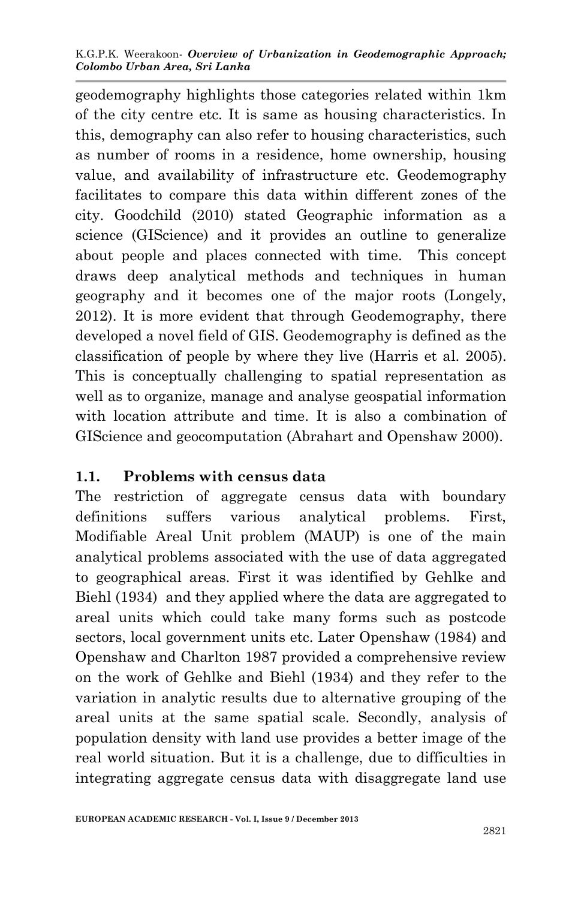geodemography highlights those categories related within 1km of the city centre etc. It is same as housing characteristics. In this, demography can also refer to housing characteristics, such as number of rooms in a residence, home ownership, housing value, and availability of infrastructure etc. Geodemography facilitates to compare this data within different zones of the city. Goodchild (2010) stated Geographic information as a science (GIScience) and it provides an outline to generalize about people and places connected with time. This concept draws deep analytical methods and techniques in human geography and it becomes one of the major roots (Longely, 2012). It is more evident that through Geodemography, there developed a novel field of GIS. Geodemography is defined as the classification of people by where they live (Harris et al. 2005). This is conceptually challenging to spatial representation as well as to organize, manage and analyse geospatial information with location attribute and time. It is also a combination of GIScience and geocomputation (Abrahart and Openshaw 2000).

## 1.1. Problems with census data

The restriction of aggregate census data with boundary definitions suffers various analytical problems. First, Modifiable Areal Unit problem (MAUP) is one of the main analytical problems associated with the use of data aggregated to geographical areas. First it was identified by Gehlke and Biehl (1934) and they applied where the data are aggregated to areal units which could take many forms such as postcode sectors, local government units etc. Later Openshaw (1984) and Openshaw and Charlton 1987 provided a comprehensive review on the work of Gehlke and Biehl (1934) and they refer to the variation in analytic results due to alternative grouping of the areal units at the same spatial scale. Secondly, analysis of population density with land use provides a better image of the real world situation. But it is a challenge, due to difficulties in integrating aggregate census data with disaggregate land use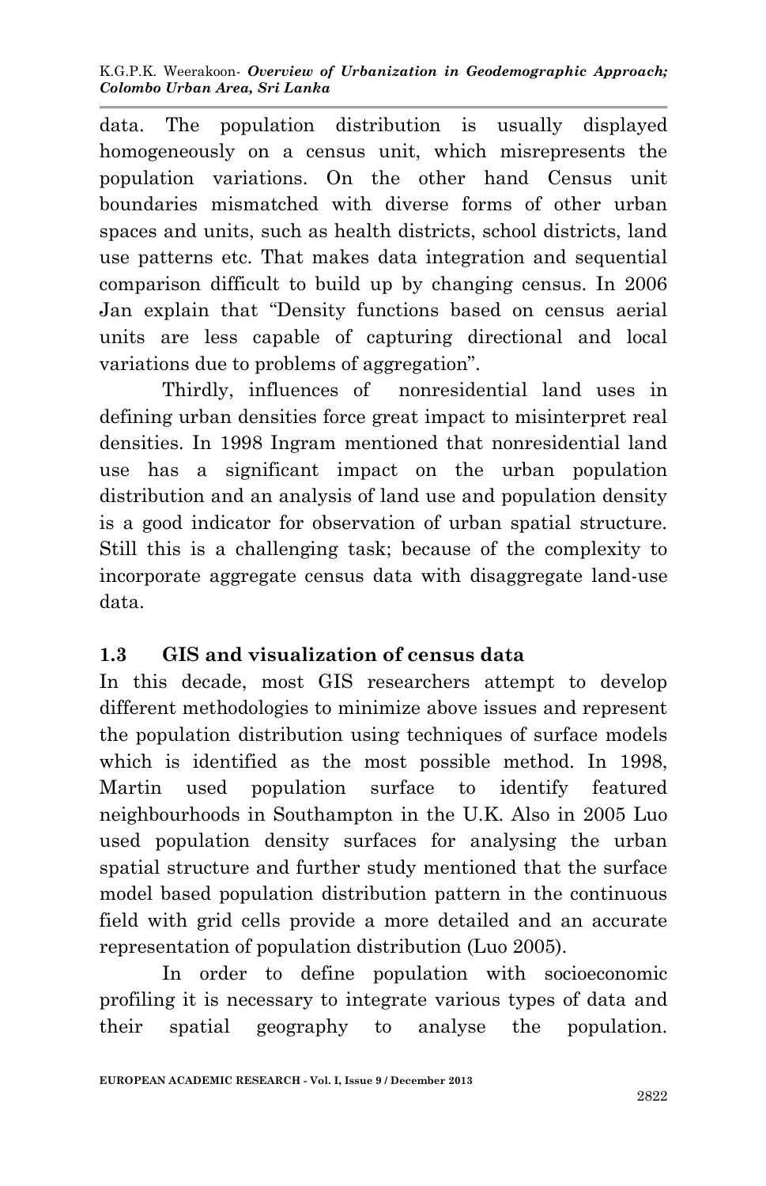data. The population distribution is usually displayed homogeneously on a census unit, which misrepresents the population variations. On the other hand Census unit boundaries mismatched with diverse forms of other urban spaces and units, such as health districts, school districts, land use patterns etc. That makes data integration and sequential comparison difficult to build up by changing census. In 2006 Jan explain that "Density functions based on census aerial units are less capable of capturing directional and local variations due to problems of aggregation".

Thirdly, influences of nonresidential land uses in defining urban densities force great impact to misinterpret real densities. In 1998 Ingram mentioned that nonresidential land use has a significant impact on the urban population distribution and an analysis of land use and population density is a good indicator for observation of urban spatial structure. Still this is a challenging task; because of the complexity to incorporate aggregate census data with disaggregate land-use data.

## 1.3 GIS and visualization of census data

In this decade, most GIS researchers attempt to develop different methodologies to minimize above issues and represent the population distribution using techniques of surface models which is identified as the most possible method. In 1998, Martin used population surface to identify featured neighbourhoods in Southampton in the U.K. Also in 2005 Luo used population density surfaces for analysing the urban spatial structure and further study mentioned that the surface model based population distribution pattern in the continuous field with grid cells provide a more detailed and an accurate representation of population distribution (Luo 2005).

In order to define population with socioeconomic profiling it is necessary to integrate various types of data and their spatial geography to analyse the population.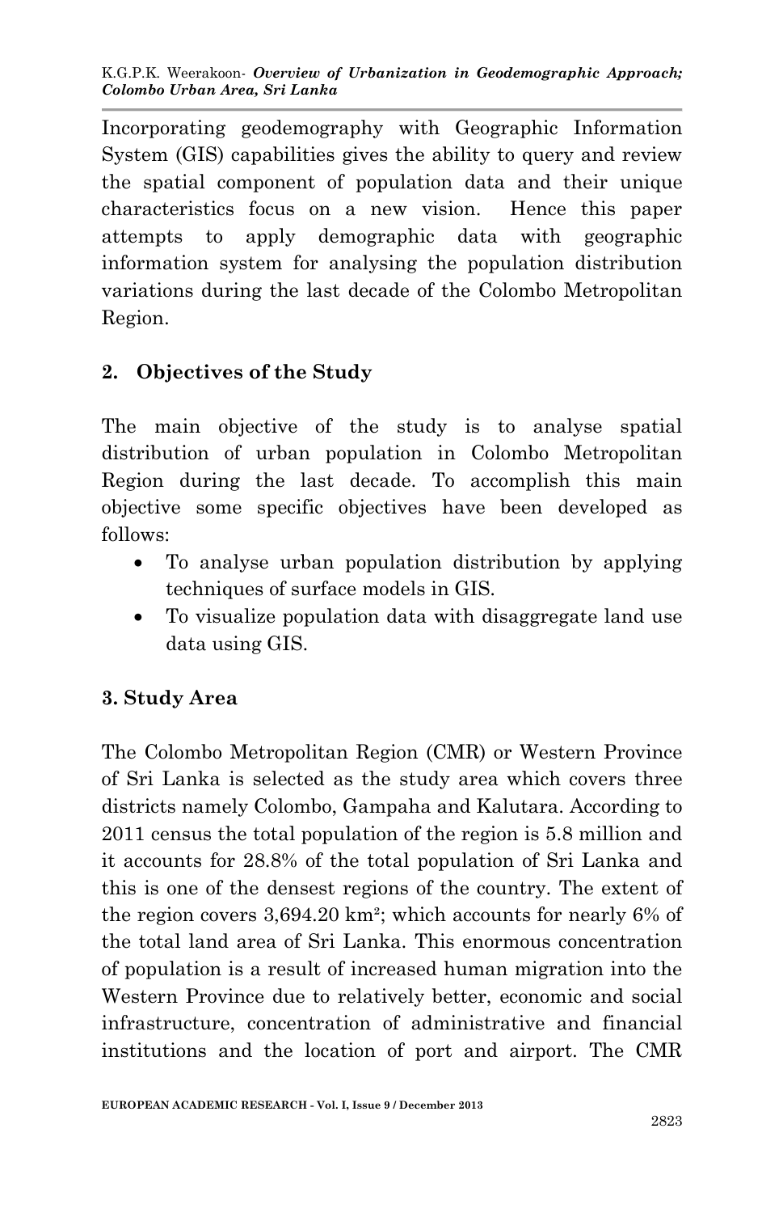Incorporating geodemography with Geographic Information System (GIS) capabilities gives the ability to query and review the spatial component of population data and their unique characteristics focus on a new vision. Hence this paper attempts to apply demographic data with geographic information system for analysing the population distribution variations during the last decade of the Colombo Metropolitan Region.

## 2. Objectives of the Study

The main objective of the study is to analyse spatial distribution of urban population in Colombo Metropolitan Region during the last decade. To accomplish this main objective some specific objectives have been developed as follows:

- To analyse urban population distribution by applying techniques of surface models in GIS.
- To visualize population data with disaggregate land use data using GIS.

## 3. Study Area

The Colombo Metropolitan Region (CMR) or Western Province of Sri Lanka is selected as the study area which covers three districts namely Colombo, Gampaha and Kalutara. According to 2011 census the total population of the region is 5.8 million and it accounts for 28.8% of the total population of Sri Lanka and this is one of the densest regions of the country. The extent of the region covers 3,694.20 km$^2$; which accounts for nearly 6% of the total land area of Sri Lanka. This enormous concentration of population is a result of increased human migration into the Western Province due to relatively better, economic and social infrastructure, concentration of administrative and financial institutions and the location of port and airport. The CMR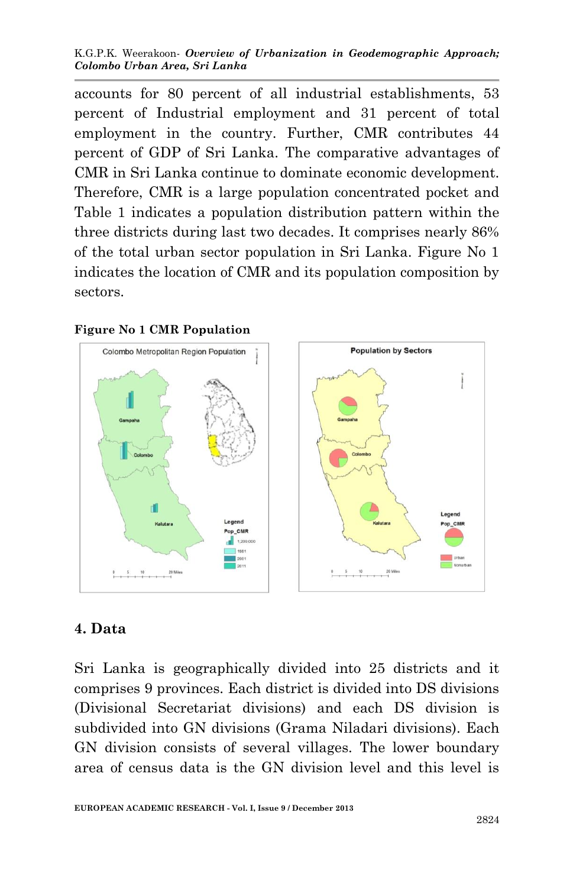accounts for 80 percent of all industrial establishments, 53 percent of Industrial employment and 31 percent of total employment in the country. Further, CMR contributes 44 percent of GDP of Sri Lanka. The comparative advantages of CMR in Sri Lanka continue to dominate economic development. Therefore, CMR is a large population concentrated pocket and Table 1 indicates a population distribution pattern within the three districts during last two decades. It comprises nearly 86% of the total urban sector population in Sri Lanka. Figure No 1 indicates the location of CMR and its population composition by sectors.

**Figure No 1 CMR Population**

## 4. Data

Sri Lanka is geographically divided into 25 districts and it comprises 9 provinces. Each district is divided into DS divisions (Divisional Secretariat divisions) and each DS division is subdivided into GN divisions (Grama Niladari divisions). Each GN division consists of several villages. The lower boundary area of census data is the GN division level and this level is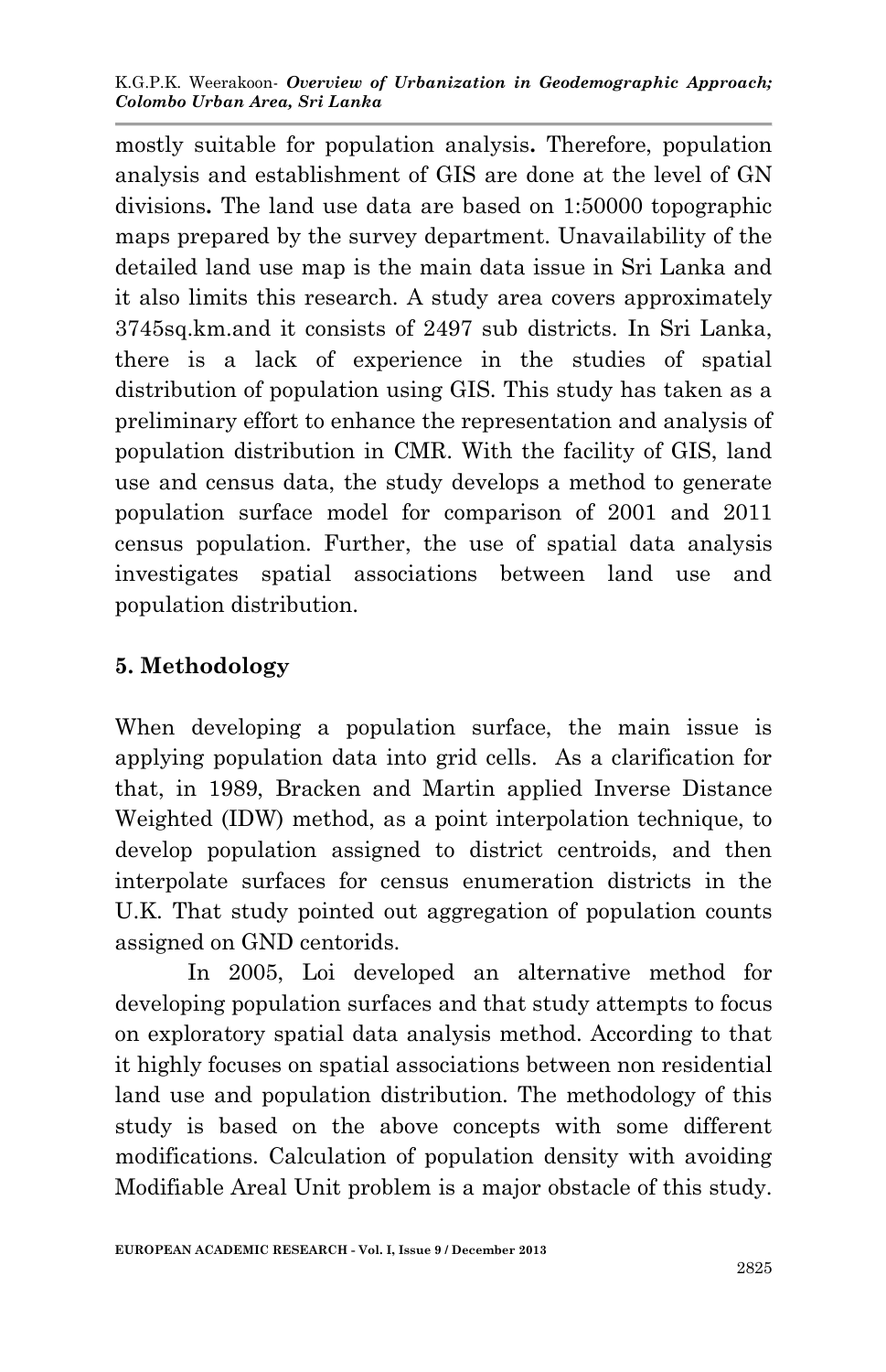mostly suitable for population analysis**.** Therefore, population analysis and establishment of GIS are done at the level of GN divisions**.** The land use data are based on 1:50000 topographic maps prepared by the survey department. Unavailability of the detailed land use map is the main data issue in Sri Lanka and it also limits this research. A study area covers approximately 3745sq.km.and it consists of 2497 sub districts. In Sri Lanka, there is a lack of experience in the studies of spatial distribution of population using GIS. This study has taken as a preliminary effort to enhance the representation and analysis of population distribution in CMR. With the facility of GIS, land use and census data, the study develops a method to generate population surface model for comparison of 2001 and 2011 census population. Further, the use of spatial data analysis investigates spatial associations between land use and population distribution.

## 5. Methodology

When developing a population surface, the main issue is applying population data into grid cells. As a clarification for that, in 1989, Bracken and Martin applied Inverse Distance Weighted (IDW) method, as a point interpolation technique, to develop population assigned to district centroids, and then interpolate surfaces for census enumeration districts in the U.K. That study pointed out aggregation of population counts assigned on GND centorids.

In 2005, Loi developed an alternative method for developing population surfaces and that study attempts to focus on exploratory spatial data analysis method. According to that it highly focuses on spatial associations between non residential land use and population distribution. The methodology of this study is based on the above concepts with some different modifications. Calculation of population density with avoiding Modifiable Areal Unit problem is a major obstacle of this study.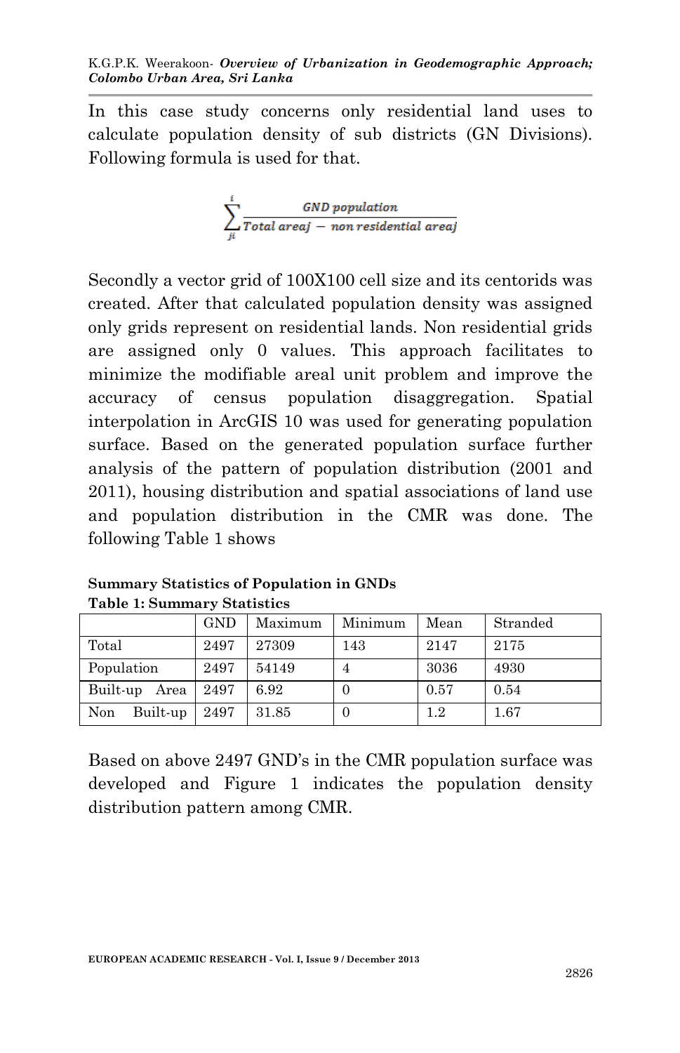In this case study concerns only residential land uses to calculate population density of sub districts (GN Divisions). Following formula is used for that.

$$\sum_{ji}^{i} \frac{GND\ population}{Total\ area_j - non\ residential\ area_j}$$

Secondly a vector grid of 100X100 cell size and its centorids was created. After that calculated population density was assigned only grids represent on residential lands. Non residential grids are assigned only 0 values. This approach facilitates to minimize the modifiable areal unit problem and improve the accuracy of census population disaggregation. Spatial interpolation in ArcGIS 10 was used for generating population surface. Based on the generated population surface further analysis of the pattern of population distribution (2001 and 2011), housing distribution and spatial associations of land use and population distribution in the CMR was done. The following Table 1 shows

**Summary Statistics of Population in GNDs**
**Table 1: Summary Statistics**

| | GND | Maximum | Minimum | Mean | Stranded |
|---|---|---|---|---|---|
| Total | 2497 | 27309 | 143 | 2147 | 2175 |
| Population | 2497 | 54149 | 4 | 3036 | 4930 |
| Built-up Area | 2497 | 6.92 | 0 | 0.57 | 0.54 |
| Non Built-up | 2497 | 31.85 | 0 | 1.2 | 1.67 |

Based on above 2497 GND's in the CMR population surface was developed and Figure 1 indicates the population density distribution pattern among CMR.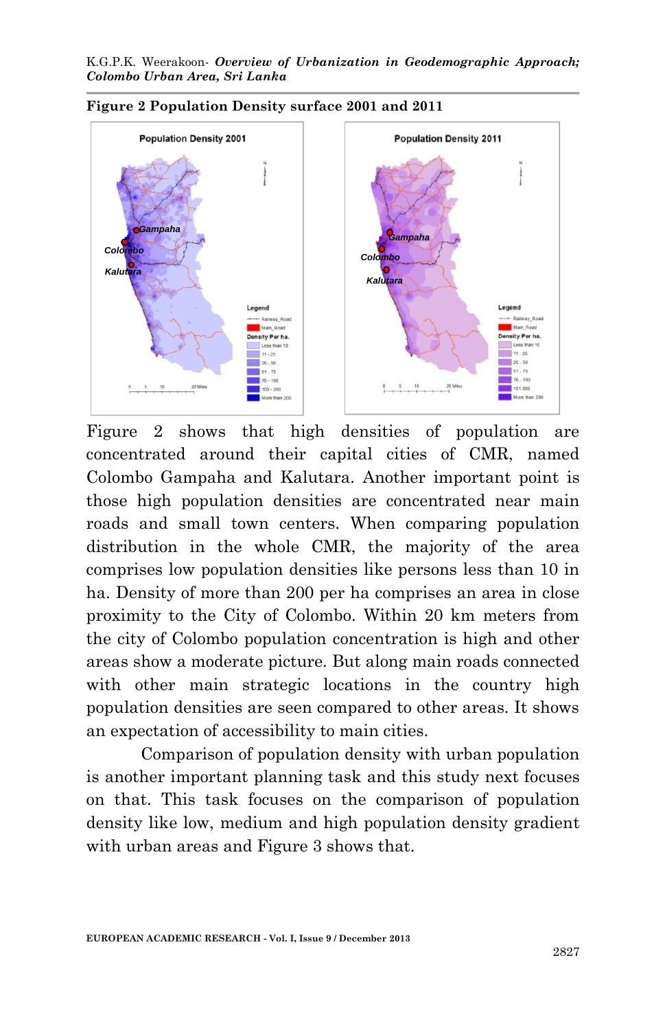**Figure 2 Population Density surface 2001 and 2011**

Figure 2 shows that high densities of population are concentrated around their capital cities of CMR, named Colombo Gampaha and Kalutara. Another important point is those high population densities are concentrated near main roads and small town centers. When comparing population distribution in the whole CMR, the majority of the area comprises low population densities like persons less than 10 in ha. Density of more than 200 per ha comprises an area in close proximity to the City of Colombo. Within 20 km meters from the city of Colombo population concentration is high and other areas show a moderate picture. But along main roads connected with other main strategic locations in the country high population densities are seen compared to other areas. It shows an expectation of accessibility to main cities.

Comparison of population density with urban population is another important planning task and this study next focuses on that. This task focuses on the comparison of population density like low, medium and high population density gradient with urban areas and Figure 3 shows that.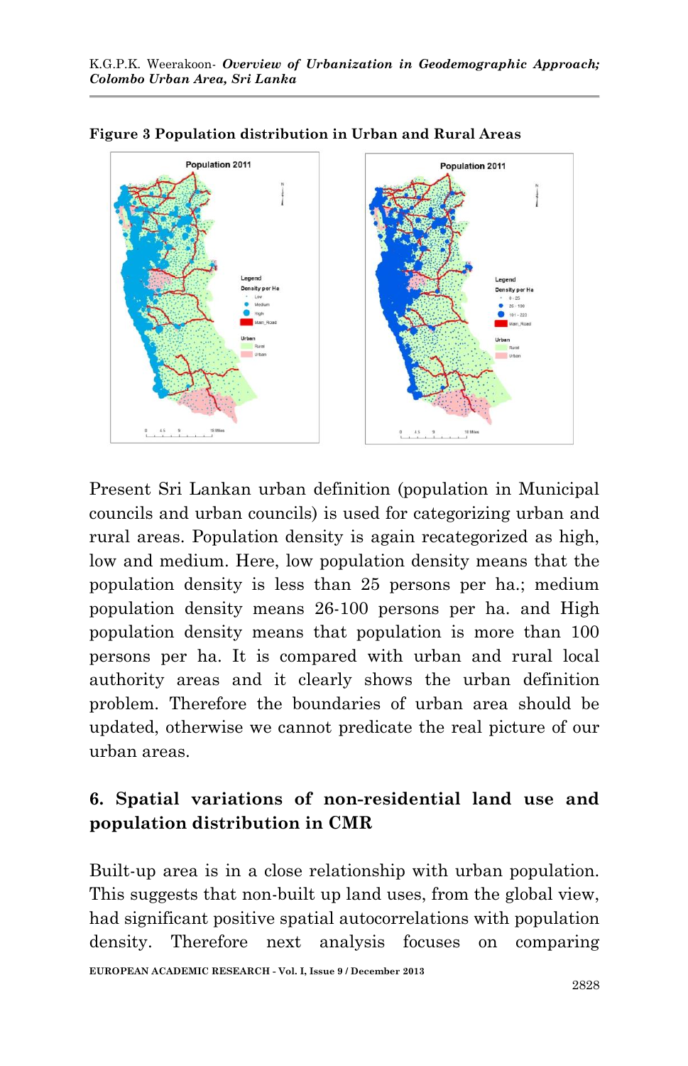**Figure 3 Population distribution in Urban and Rural Areas**

Present Sri Lankan urban definition (population in Municipal councils and urban councils) is used for categorizing urban and rural areas. Population density is again recategorized as high, low and medium. Here, low population density means that the population density is less than 25 persons per ha.; medium population density means 26-100 persons per ha. and High population density means that population is more than 100 persons per ha. It is compared with urban and rural local authority areas and it clearly shows the urban definition problem. Therefore the boundaries of urban area should be updated, otherwise we cannot predicate the real picture of our urban areas.

## 6. Spatial variations of non-residential land use and population distribution in CMR

Built-up area is in a close relationship with urban population. This suggests that non-built up land uses, from the global view, had significant positive spatial autocorrelations with population density. Therefore next analysis focuses on comparing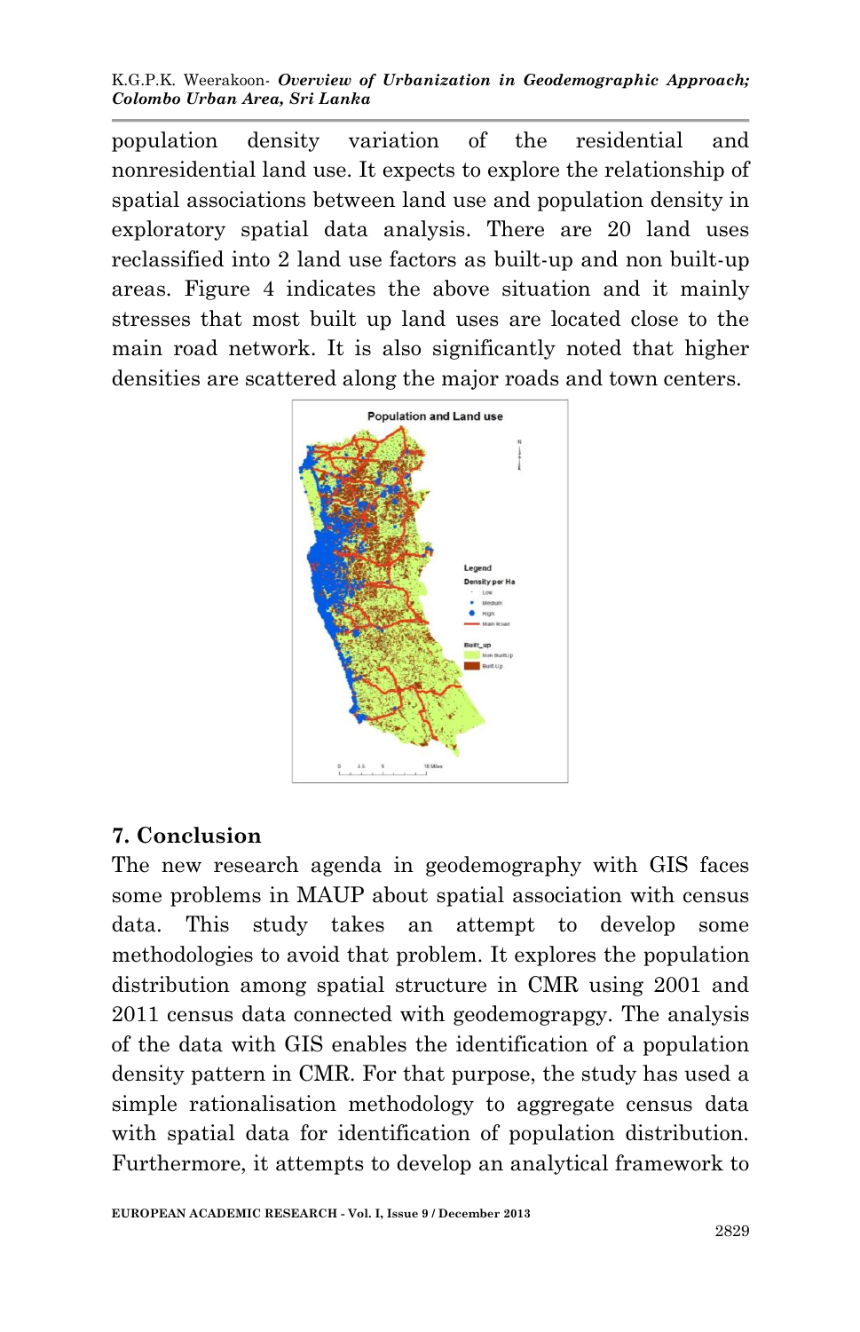population density variation of the residential and nonresidential land use. It expects to explore the relationship of spatial associations between land use and population density in exploratory spatial data analysis. There are 20 land uses reclassified into 2 land use factors as built-up and non built-up areas. Figure 4 indicates the above situation and it mainly stresses that most built up land uses are located close to the main road network. It is also significantly noted that higher densities are scattered along the major roads and town centers.

## 7. Conclusion

The new research agenda in geodemography with GIS faces some problems in MAUP about spatial association with census data. This study takes an attempt to develop some methodologies to avoid that problem. It explores the population distribution among spatial structure in CMR using 2001 and 2011 census data connected with geodemograpgy. The analysis of the data with GIS enables the identification of a population density pattern in CMR. For that purpose, the study has used a simple rationalisation methodology to aggregate census data with spatial data for identification of population distribution. Furthermore, it attempts to develop an analytical framework to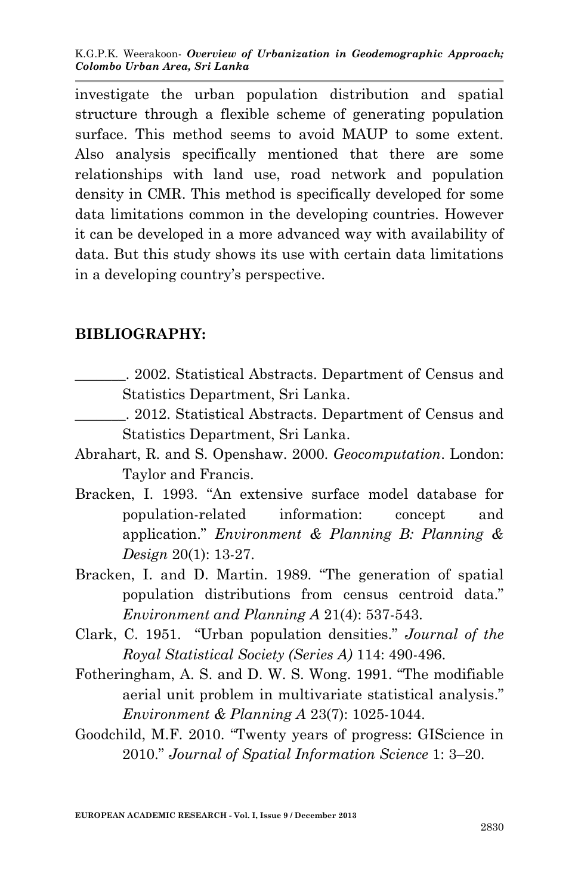investigate the urban population distribution and spatial structure through a flexible scheme of generating population surface. This method seems to avoid MAUP to some extent. Also analysis specifically mentioned that there are some relationships with land use, road network and population density in CMR. This method is specifically developed for some data limitations common in the developing countries. However it can be developed in a more advanced way with availability of data. But this study shows its use with certain data limitations in a developing country's perspective.

## BIBLIOGRAPHY:

_______. 2002. Statistical Abstracts. Department of Census and Statistics Department, Sri Lanka.

_______. 2012. Statistical Abstracts. Department of Census and Statistics Department, Sri Lanka.

Abrahart, R. and S. Openshaw. 2000. *Geocomputation*. London: Taylor and Francis.

Bracken, I. 1993. "An extensive surface model database for population-related information: concept and application." *Environment & Planning B: Planning & Design* 20(1): 13-27.

Bracken, I. and D. Martin. 1989. "The generation of spatial population distributions from census centroid data." *Environment and Planning A* 21(4): 537-543.

Clark, C. 1951. "Urban population densities." *Journal of the Royal Statistical Society (Series A)* 114: 490-496.

Fotheringham, A. S. and D. W. S. Wong. 1991. "The modifiable aerial unit problem in multivariate statistical analysis." *Environment & Planning A* 23(7): 1025-1044.

Goodchild, M.F. 2010. "Twenty years of progress: GIScience in 2010." *Journal of Spatial Information Science* 1: 3–20.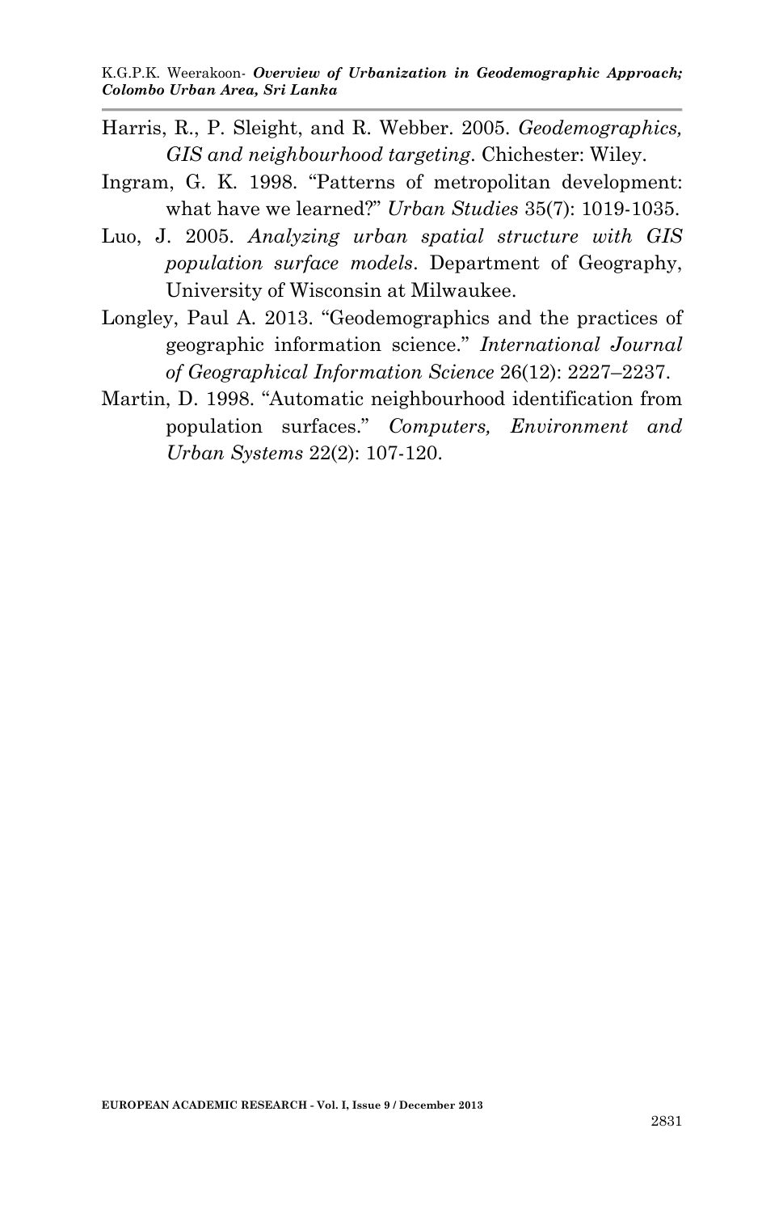Harris, R., P. Sleight, and R. Webber. 2005. *Geodemographics, GIS and neighbourhood targeting*. Chichester: Wiley.

Ingram, G. K. 1998. "Patterns of metropolitan development: what have we learned?" *Urban Studies* 35(7): 1019-1035.

Luo, J. 2005. *Analyzing urban spatial structure with GIS population surface models*. Department of Geography, University of Wisconsin at Milwaukee.

Longley, Paul A. 2013. "Geodemographics and the practices of geographic information science." *International Journal of Geographical Information Science* 26(12): 2227–2237.

Martin, D. 1998. "Automatic neighbourhood identification from population surfaces." *Computers, Environment and Urban Systems* 22(2): 107-120.